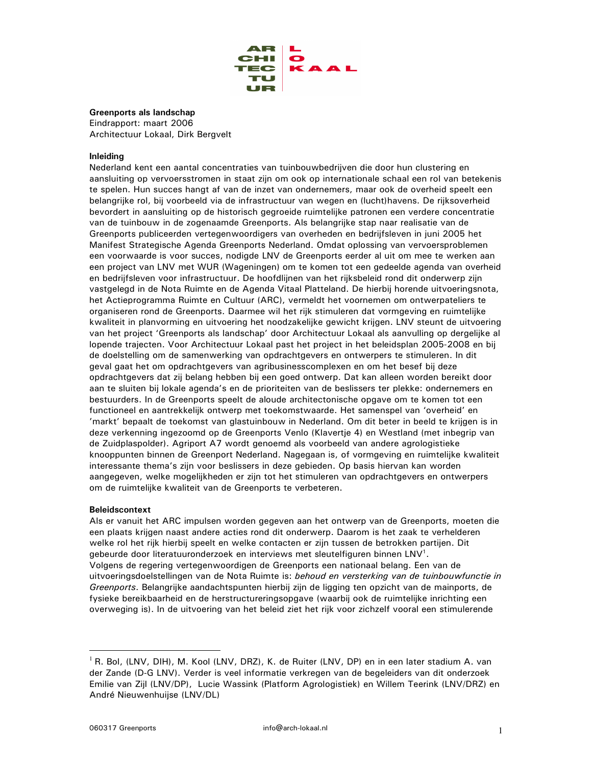ARCHITECTUUR LOKAAL

**Greenports als landschap**
Eindrapport: maart 2006
Architectuur Lokaal, Dirk Bergvelt

**Inleiding**
Nederland kent een aantal concentraties van tuinbouwbedrijven die door hun clustering en aansluiting op vervoersstromen in staat zijn om ook op internationale schaal een rol van betekenis te spelen. Hun succes hangt af van de inzet van ondernemers, maar ook de overheid speelt een belangrijke rol, bij voorbeeld via de infrastructuur van wegen en (lucht)havens. De rijksoverheid bevordert in aansluiting op de historisch gegroeide ruimtelijke patronen een verdere concentratie van de tuinbouw in de zogenaamde Greenports. Als belangrijke stap naar realisatie van de Greenports publiceerden vertegenwoordigers van overheden en bedrijfsleven in juni 2005 het Manifest Strategische Agenda Greenports Nederland. Omdat oplossing van vervoersproblemen een voorwaarde is voor succes, nodigde LNV de Greenports eerder al uit om mee te werken aan een project van LNV met WUR (Wageningen) om te komen tot een gedeelde agenda van overheid en bedrijfsleven voor infrastructuur. De hoofdlijnen van het rijksbeleid rond dit onderwerp zijn vastgelegd in de Nota Ruimte en de Agenda Vitaal Platteland. De hierbij horende uitvoeringsnota, het Actieprogramma Ruimte en Cultuur (ARC), vermeldt het voornemen om ontwerpateliers te organiseren rond de Greenports. Daarmee wil het rijk stimuleren dat vormgeving en ruimtelijke kwaliteit in planvorming en uitvoering het noodzakelijke gewicht krijgen. LNV steunt de uitvoering van het project 'Greenports als landschap' door Architectuur Lokaal als aanvulling op dergelijke al lopende trajecten. Voor Architectuur Lokaal past het project in het beleidsplan 2005-2008 en bij de doelstelling om de samenwerking van opdrachtgevers en ontwerpers te stimuleren. In dit geval gaat het om opdrachtgevers van agribusinesscomplexen en om het besef bij deze opdrachtgevers dat zij belang hebben bij een goed ontwerp. Dat kan alleen worden bereikt door aan te sluiten bij lokale agenda's en de prioriteiten van de beslissers ter plekke: ondernemers en bestuurders. In de Greenports speelt de aloude architectonische opgave om te komen tot een functioneel en aantrekkelijk ontwerp met toekomstwaarde. Het samenspel van 'overheid' en 'markt' bepaalt de toekomst van glastuinbouw in Nederland. Om dit beter in beeld te krijgen is in deze verkenning ingezoomd op de Greenports Venlo (Klavertje 4) en Westland (met inbegrip van de Zuidplaspolder). Agriport A7 wordt genoemd als voorbeeld van andere agrologistieke knooppunten binnen de Greenport Nederland. Nagegaan is, of vormgeving en ruimtelijke kwaliteit interessante thema's zijn voor beslissers in deze gebieden. Op basis hiervan kan worden aangegeven, welke mogelijkheden er zijn tot het stimuleren van opdrachtgevers en ontwerpers om de ruimtelijke kwaliteit van de Greenports te verbeteren.

**Beleidscontext**
Als er vanuit het ARC impulsen worden gegeven aan het ontwerp van de Greenports, moeten die een plaats krijgen naast andere acties rond dit onderwerp. Daarom is het zaak te verhelderen welke rol het rijk hierbij speelt en welke contacten er zijn tussen de betrokken partijen. Dit gebeurde door literatuuronderzoek en interviews met sleutelfiguren binnen LNV[1].
Volgens de regering vertegenwoordigen de Greenports een nationaal belang. Een van de uitvoeringsdoelstellingen van de Nota Ruimte is: *behoud en versterking van de tuinbouwfunctie in Greenports*. Belangrijke aandachtspunten hierbij zijn de ligging ten opzichte van de mainports, de fysieke bereikbaarheid en de herstructureringsopgave (waarbij ook de ruimtelijke inrichting een overweging is). In de uitvoering van het beleid ziet het rijk voor zichzelf vooral een stimulerende

[1] R. Bol, (LNV, DIH), M. Kool (LNV, DRZ), K. de Ruiter (LNV, DP) en in een later stadium A. van der Zande (D-G LNV). Verder is veel informatie verkregen van de begeleiders van dit onderzoek Emilie van Zijl (LNV/DP), Lucie Wassink (Platform Agrologistiek) en Willem Teerink (LNV/DRZ) en André Nieuwenhuijse (LNV/DL)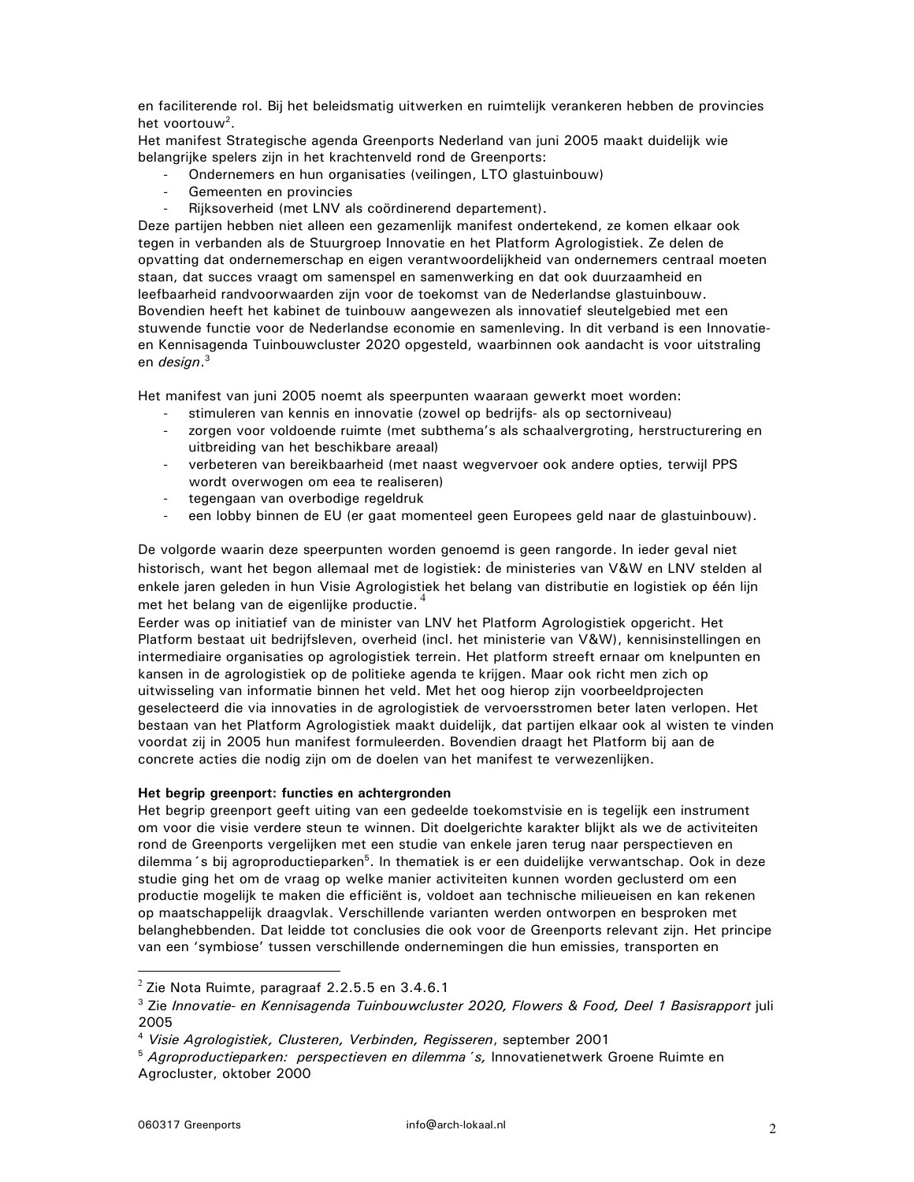en faciliterende rol. Bij het beleidsmatig uitwerken en ruimtelijk verankeren hebben de provincies het voortouw[2].

Het manifest Strategische agenda Greenports Nederland van juni 2005 maakt duidelijk wie belangrijke spelers zijn in het krachtenveld rond de Greenports:

- Ondernemers en hun organisaties (veilingen, LTO glastuinbouw)
- Gemeenten en provincies
- Rijksoverheid (met LNV als coördinerend departement).

Deze partijen hebben niet alleen een gezamenlijk manifest ondertekend, ze komen elkaar ook tegen in verbanden als de Stuurgroep Innovatie en het Platform Agrologistiek. Ze delen de opvatting dat ondernemerschap en eigen verantwoordelijkheid van ondernemers centraal moeten staan, dat succes vraagt om samenspel en samenwerking en dat ook duurzaamheid en leefbaarheid randvoorwaarden zijn voor de toekomst van de Nederlandse glastuinbouw. Bovendien heeft het kabinet de tuinbouw aangewezen als innovatief sleutelgebied met een stuwende functie voor de Nederlandse economie en samenleving. In dit verband is een Innovatie- en Kennisagenda Tuinbouwcluster 2020 opgesteld, waarbinnen ook aandacht is voor uitstraling en *design*.[3]

Het manifest van juni 2005 noemt als speerpunten waaraan gewerkt moet worden:

- stimuleren van kennis en innovatie (zowel op bedrijfs- als op sectorniveau)
- zorgen voor voldoende ruimte (met subthema's als schaalvergroting, herstructurering en uitbreiding van het beschikbare areaal)
- verbeteren van bereikbaarheid (met naast wegvervoer ook andere opties, terwijl PPS wordt overwogen om eea te realiseren)
- tegengaan van overbodige regeldruk
- een lobby binnen de EU (er gaat momenteel geen Europees geld naar de glastuinbouw).

De volgorde waarin deze speerpunten worden genoemd is geen rangorde. In ieder geval niet historisch, want het begon allemaal met de logistiek: de ministeries van V&W en LNV stelden al enkele jaren geleden in hun Visie Agrologistiek het belang van distributie en logistiek op één lijn met het belang van de eigenlijke productie.[4]

Eerder was op initiatief van de minister van LNV het Platform Agrologistiek opgericht. Het Platform bestaat uit bedrijfsleven, overheid (incl. het ministerie van V&W), kennisinstellingen en intermediaire organisaties op agrologistiek terrein. Het platform streeft ernaar om knelpunten en kansen in de agrologistiek op de politieke agenda te krijgen. Maar ook richt men zich op uitwisseling van informatie binnen het veld. Met het oog hierop zijn voorbeeldprojecten geselecteerd die via innovaties in de agrologistiek de vervoersstromen beter laten verlopen. Het bestaan van het Platform Agrologistiek maakt duidelijk, dat partijen elkaar ook al wisten te vinden voordat zij in 2005 hun manifest formuleerden. Bovendien draagt het Platform bij aan de concrete acties die nodig zijn om de doelen van het manifest te verwezenlijken.

**Het begrip greenport: functies en achtergronden**

Het begrip greenport geeft uiting van een gedeelde toekomstvisie en is tegelijk een instrument om voor die visie verdere steun te winnen. Dit doelgerichte karakter blijkt als we de activiteiten rond de Greenports vergelijken met een studie van enkele jaren terug naar perspectieven en dilemma´s bij agroproductieparken[5]. In thematiek is er een duidelijke verwantschap. Ook in deze studie ging het om de vraag op welke manier activiteiten kunnen worden geclusterd om een productie mogelijk te maken die efficiënt is, voldoet aan technische milieueisen en kan rekenen op maatschappelijk draagvlak. Verschillende varianten werden ontworpen en besproken met belanghebbenden. Dat leidde tot conclusies die ook voor de Greenports relevant zijn. Het principe van een 'symbiose' tussen verschillende ondernemingen die hun emissies, transporten en

---

[2] Zie Nota Ruimte, paragraaf 2.2.5.5 en 3.4.6.1

[3] Zie *Innovatie- en Kennisagenda Tuinbouwcluster 2020, Flowers & Food, Deel 1 Basisrapport* juli 2005

[4] *Visie Agrologistiek, Clusteren, Verbinden, Regisseren*, september 2001

[5] *Agroproductieparken: perspectieven en dilemma´s,* Innovatienetwerk Groene Ruimte en Agrocluster, oktober 2000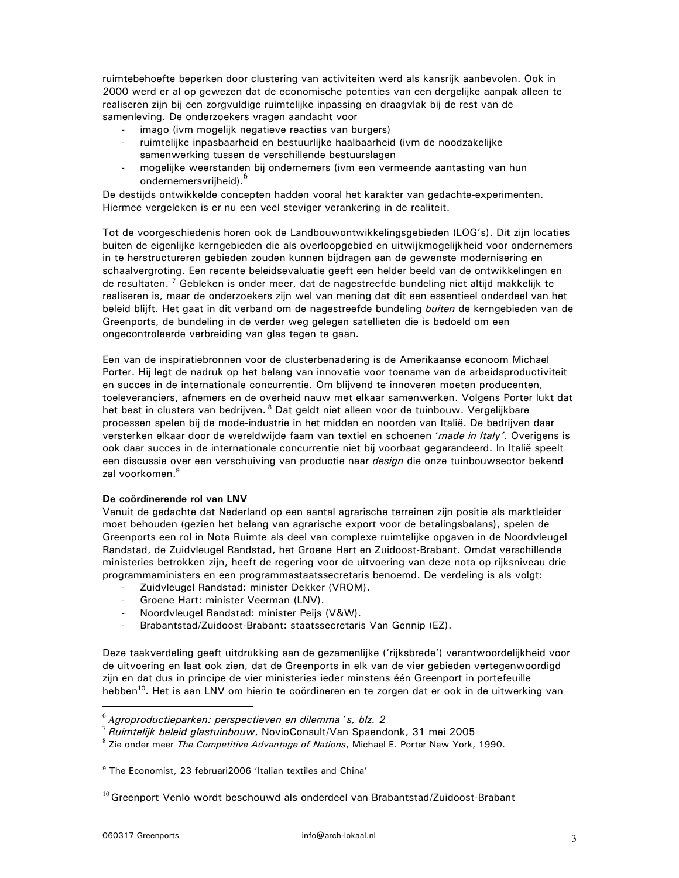ruimtebehoefte beperken door clustering van activiteiten werd als kansrijk aanbevolen. Ook in 2000 werd er al op gewezen dat de economische potenties van een dergelijke aanpak alleen te realiseren zijn bij een zorgvuldige ruimtelijke inpassing en draagvlak bij de rest van de samenleving. De onderzoekers vragen aandacht voor

- imago (ivm mogelijk negatieve reacties van burgers)
- ruimtelijke inpasbaarheid en bestuurlijke haalbaarheid (ivm de noodzakelijke samenwerking tussen de verschillende bestuurslagen
- mogelijke weerstanden bij ondernemers (ivm een vermeende aantasting van hun ondernemersvrijheid).[6]

De destijds ontwikkelde concepten hadden vooral het karakter van gedachte-experimenten. Hiermee vergeleken is er nu een veel steviger verankering in de realiteit.

Tot de voorgeschiedenis horen ook de Landbouwontwikkelingsgebieden (LOG's). Dit zijn locaties buiten de eigenlijke kerngebieden die als overloopgebied en uitwijkmogelijkheid voor ondernemers in te herstructureren gebieden zouden kunnen bijdragen aan de gewenste modernisering en schaalvergroting. Een recente beleidsevaluatie geeft een helder beeld van de ontwikkelingen en de resultaten.[7] Gebleken is onder meer, dat de nagestreefde bundeling niet altijd makkelijk te realiseren is, maar de onderzoekers zijn wel van mening dat dit een essentieel onderdeel van het beleid blijft. Het gaat in dit verband om de nagestreefde bundeling *buiten* de kerngebieden van de Greenports, de bundeling in de verder weg gelegen satellieten die is bedoeld om een ongecontroleerde verbreiding van glas tegen te gaan.

Een van de inspiratiebronnen voor de clusterbenadering is de Amerikaanse econoom Michael Porter. Hij legt de nadruk op het belang van innovatie voor toename van de arbeidsproductiviteit en succes in de internationale concurrentie. Om blijvend te innoveren moeten producenten, toeleveranciers, afnemers en de overheid nauw met elkaar samenwerken. Volgens Porter lukt dat het best in clusters van bedrijven.[8] Dat geldt niet alleen voor de tuinbouw. Vergelijkbare processen spelen bij de mode-industrie in het midden en noorden van Italië. De bedrijven daar versterken elkaar door de wereldwijde faam van textiel en schoenen '*made in Italy*'. Overigens is ook daar succes in de internationale concurrentie niet bij voorbaat gegarandeerd. In Italië speelt een discussie over een verschuiving van productie naar *design* die onze tuinbouwsector bekend zal voorkomen.[9]

**De coördinerende rol van LNV**

Vanuit de gedachte dat Nederland op een aantal agrarische terreinen zijn positie als marktleider moet behouden (gezien het belang van agrarische export voor de betalingsbalans), spelen de Greenports een rol in Nota Ruimte als deel van complexe ruimtelijke opgaven in de Noordvleugel Randstad, de Zuidvleugel Randstad, het Groene Hart en Zuidoost-Brabant. Omdat verschillende ministeries betrokken zijn, heeft de regering voor de uitvoering van deze nota op rijksniveau drie programmaministers en een programmastaatssecretaris benoemd. De verdeling is als volgt:

- Zuidvleugel Randstad: minister Dekker (VROM).
- Groene Hart: minister Veerman (LNV).
- Noordvleugel Randstad: minister Peijs (V&W).
- Brabantstad/Zuidoost-Brabant: staatssecretaris Van Gennip (EZ).

Deze taakverdeling geeft uitdrukking aan de gezamenlijke ('rijksbrede') verantwoordelijkheid voor de uitvoering en laat ook zien, dat de Greenports in elk van de vier gebieden vertegenwoordigd zijn en dat dus in principe de vier ministeries ieder minstens één Greenport in portefeuille hebben[10]. Het is aan LNV om hierin te coördineren en te zorgen dat er ook in de uitwerking van

---

[6] *Agroproductieparken: perspectieven en dilemma´s, blz. 2*

[7] *Ruimtelijk beleid glastuinbouw*, NovioConsult/Van Spaendonk, 31 mei 2005

[8] Zie onder meer *The Competitive Advantage of Nations*, Michael E. Porter New York, 1990.

[9] The Economist, 23 februari2006 'Italian textiles and China'

[10] Greenport Venlo wordt beschouwd als onderdeel van Brabantstad/Zuidoost-Brabant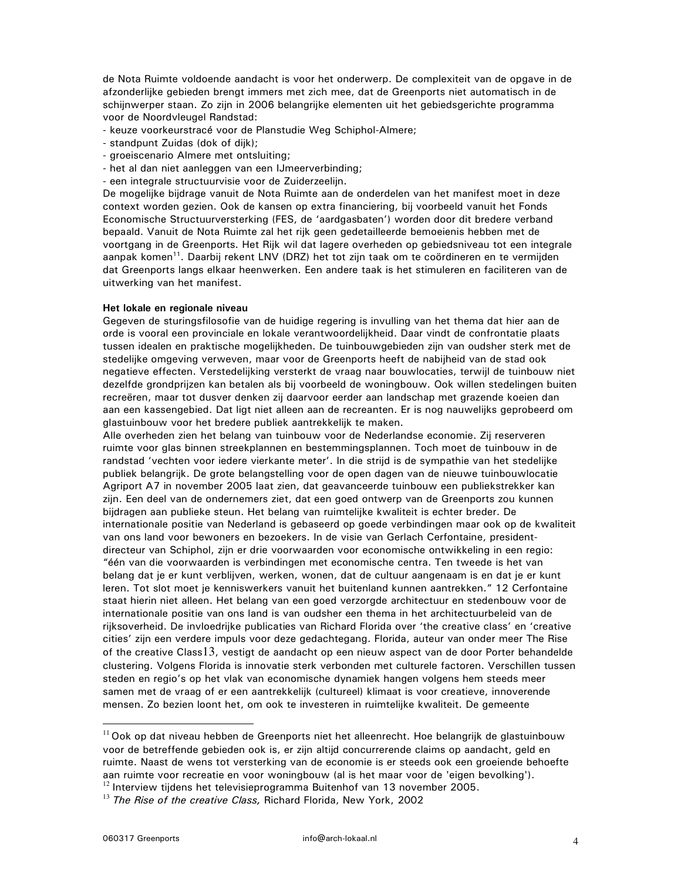de Nota Ruimte voldoende aandacht is voor het onderwerp. De complexiteit van de opgave in de afzonderlijke gebieden brengt immers met zich mee, dat de Greenports niet automatisch in de schijnwerper staan. Zo zijn in 2006 belangrijke elementen uit het gebiedsgerichte programma voor de Noordvleugel Randstad:

- keuze voorkeurstracé voor de Planstudie Weg Schiphol-Almere;
- standpunt Zuidas (dok of dijk);
- groeiscenario Almere met ontsluiting;
- het al dan niet aanleggen van een IJmeerverbinding;
- een integrale structuurvisie voor de Zuiderzeelijn.

De mogelijke bijdrage vanuit de Nota Ruimte aan de onderdelen van het manifest moet in deze context worden gezien. Ook de kansen op extra financiering, bij voorbeeld vanuit het Fonds Economische Structuurversterking (FES, de 'aardgasbaten') worden door dit bredere verband bepaald. Vanuit de Nota Ruimte zal het rijk geen gedetailleerde bemoeienis hebben met de voortgang in de Greenports. Het Rijk wil dat lagere overheden op gebiedsniveau tot een integrale aanpak komen[11]. Daarbij rekent LNV (DRZ) het tot zijn taak om te coördineren en te vermijden dat Greenports langs elkaar heenwerken. Een andere taak is het stimuleren en faciliteren van de uitwerking van het manifest.

**Het lokale en regionale niveau**

Gegeven de sturingsfilosofie van de huidige regering is invulling van het thema dat hier aan de orde is vooral een provinciale en lokale verantwoordelijkheid. Daar vindt de confrontatie plaats tussen idealen en praktische mogelijkheden. De tuinbouwgebieden zijn van oudsher sterk met de stedelijke omgeving verweven, maar voor de Greenports heeft de nabijheid van de stad ook negatieve effecten. Verstedelijking versterkt de vraag naar bouwlocaties, terwijl de tuinbouw niet dezelfde grondprijzen kan betalen als bij voorbeeld de woningbouw. Ook willen stedelingen buiten recreëren, maar tot dusver denken zij daarvoor eerder aan landschap met grazende koeien dan aan een kassengebied. Dat ligt niet alleen aan de recreanten. Er is nog nauwelijks geprobeerd om glastuinbouw voor het bredere publiek aantrekkelijk te maken.

Alle overheden zien het belang van tuinbouw voor de Nederlandse economie. Zij reserveren ruimte voor glas binnen streekplannen en bestemmingsplannen. Toch moet de tuinbouw in de randstad 'vechten voor iedere vierkante meter'. In die strijd is de sympathie van het stedelijke publiek belangrijk. De grote belangstelling voor de open dagen van de nieuwe tuinbouwlocatie Agriport A7 in november 2005 laat zien, dat geavanceerde tuinbouw een publiekstrekker kan zijn. Een deel van de ondernemers ziet, dat een goed ontwerp van de Greenports zou kunnen bijdragen aan publieke steun. Het belang van ruimtelijke kwaliteit is echter breder. De internationale positie van Nederland is gebaseerd op goede verbindingen maar ook op de kwaliteit van ons land voor bewoners en bezoekers. In de visie van Gerlach Cerfontaine, president-directeur van Schiphol, zijn er drie voorwaarden voor economische ontwikkeling in een regio: "één van die voorwaarden is verbindingen met economische centra. Ten tweede is het van belang dat je er kunt verblijven, werken, wonen, dat de cultuur aangenaam is en dat je er kunt leren. Tot slot moet je kenniswerkers vanuit het buitenland kunnen aantrekken." 12 Cerfontaine staat hierin niet alleen. Het belang van een goed verzorgde architectuur en stedenbouw voor de internationale positie van ons land is van oudsher een thema in het architectuurbeleid van de rijksoverheid. De invloedrijke publicaties van Richard Florida over 'the creative class' en 'creative cities' zijn een verdere impuls voor deze gedachtegang. Florida, auteur van onder meer The Rise of the creative Class13, vestigt de aandacht op een nieuw aspect van de door Porter behandelde clustering. Volgens Florida is innovatie sterk verbonden met culturele factoren. Verschillen tussen steden en regio's op het vlak van economische dynamiek hangen volgens hem steeds meer samen met de vraag of er een aantrekkelijk (cultureel) klimaat is voor creatieve, innoverende mensen. Zo bezien loont het, om ook te investeren in ruimtelijke kwaliteit. De gemeente

---

[11] Ook op dat niveau hebben de Greenports niet het alleenrecht. Hoe belangrijk de glastuinbouw voor de betreffende gebieden ook is, er zijn altijd concurrerende claims op aandacht, geld en ruimte. Naast de wens tot versterking van de economie is er steeds ook een groeiende behoefte aan ruimte voor recreatie en voor woningbouw (al is het maar voor de 'eigen bevolking').

[12] Interview tijdens het televisieprogramma Buitenhof van 13 november 2005.

[13] *The Rise of the creative Class,* Richard Florida, New York, 2002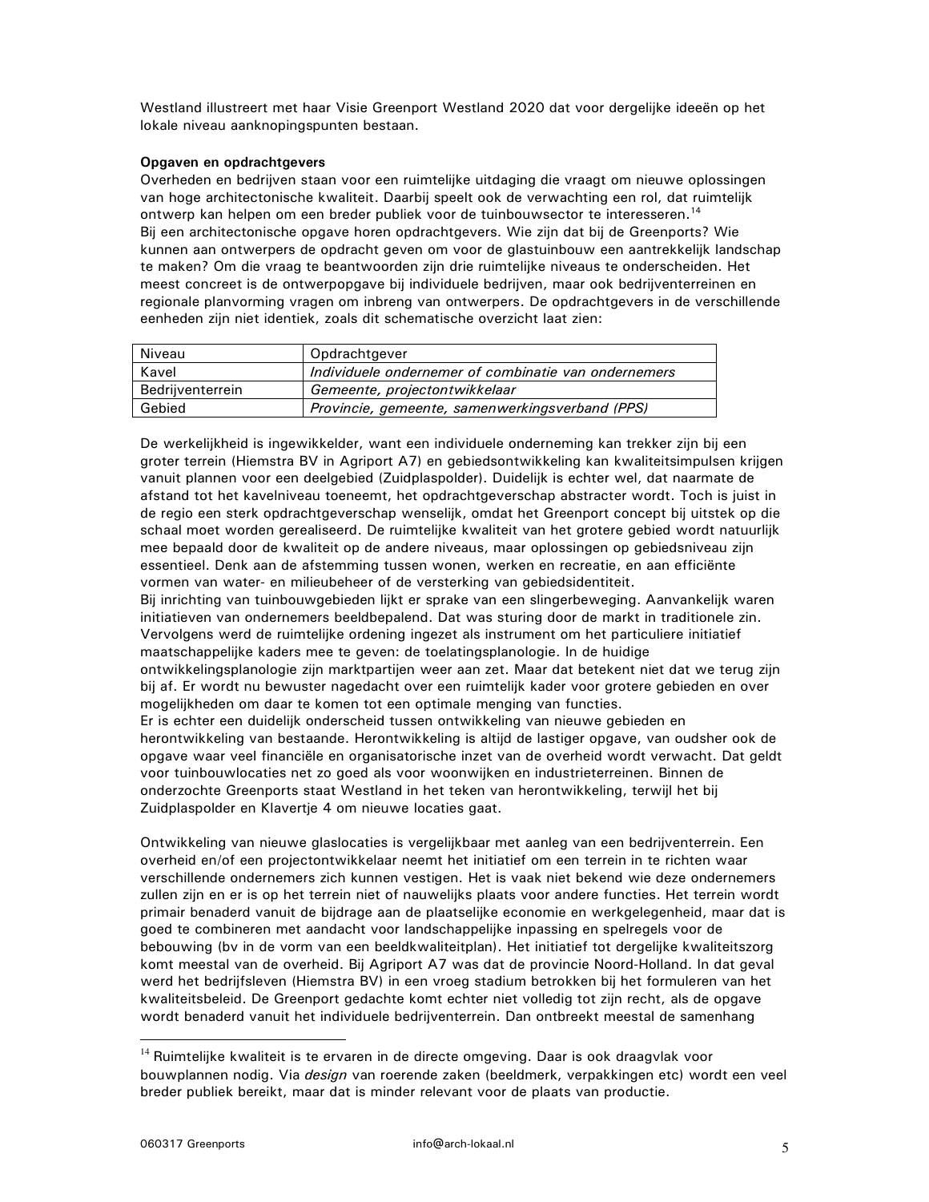Westland illustreert met haar Visie Greenport Westland 2020 dat voor dergelijke ideeën op het lokale niveau aanknopingspunten bestaan.

**Opgaven en opdrachtgevers**

Overheden en bedrijven staan voor een ruimtelijke uitdaging die vraagt om nieuwe oplossingen van hoge architectonische kwaliteit. Daarbij speelt ook de verwachting een rol, dat ruimtelijk ontwerp kan helpen om een breder publiek voor de tuinbouwsector te interesseren.[14]

Bij een architectonische opgave horen opdrachtgevers. Wie zijn dat bij de Greenports? Wie kunnen aan ontwerpers de opdracht geven om voor de glastuinbouw een aantrekkelijk landschap te maken? Om die vraag te beantwoorden zijn drie ruimtelijke niveaus te onderscheiden. Het meest concreet is de ontwerpopgave bij individuele bedrijven, maar ook bedrijventerreinen en regionale planvorming vragen om inbreng van ontwerpers. De opdrachtgevers in de verschillende eenheden zijn niet identiek, zoals dit schematische overzicht laat zien:

| Niveau | Opdrachtgever |
|---|---|
| Kavel | *Individuele ondernemer of combinatie van ondernemers* |
| Bedrijventerrein | *Gemeente, projectontwikkelaar* |
| Gebied | *Provincie, gemeente, samenwerkingsverband (PPS)* |

De werkelijkheid is ingewikkelder, want een individuele onderneming kan trekker zijn bij een groter terrein (Hiemstra BV in Agriport A7) en gebiedsontwikkeling kan kwaliteitsimpulsen krijgen vanuit plannen voor een deelgebied (Zuidplaspolder). Duidelijk is echter wel, dat naarmate de afstand tot het kavelniveau toeneemt, het opdrachtgeverschap abstracter wordt. Toch is juist in de regio een sterk opdrachtgeverschap wenselijk, omdat het Greenport concept bij uitstek op die schaal moet worden gerealiseerd. De ruimtelijke kwaliteit van het grotere gebied wordt natuurlijk mee bepaald door de kwaliteit op de andere niveaus, maar oplossingen op gebiedsniveau zijn essentieel. Denk aan de afstemming tussen wonen, werken en recreatie, en aan efficiënte vormen van water- en milieubeheer of de versterking van gebiedsidentiteit.

Bij inrichting van tuinbouwgebieden lijkt er sprake van een slingerbeweging. Aanvankelijk waren initiatieven van ondernemers beeldbepalend. Dat was sturing door de markt in traditionele zin. Vervolgens werd de ruimtelijke ordening ingezet als instrument om het particuliere initiatief maatschappelijke kaders mee te geven: de toelatingsplanologie. In de huidige ontwikkelingsplanologie zijn marktpartijen weer aan zet. Maar dat betekent niet dat we terug zijn bij af. Er wordt nu bewuster nagedacht over een ruimtelijk kader voor grotere gebieden en over mogelijkheden om daar te komen tot een optimale menging van functies.

Er is echter een duidelijk onderscheid tussen ontwikkeling van nieuwe gebieden en herontwikkeling van bestaande. Herontwikkeling is altijd de lastiger opgave, van oudsher ook de opgave waar veel financiële en organisatorische inzet van de overheid wordt verwacht. Dat geldt voor tuinbouwlocaties net zo goed als voor woonwijken en industrieterreinen. Binnen de onderzochte Greenports staat Westland in het teken van herontwikkeling, terwijl het bij Zuidplaspolder en Klavertje 4 om nieuwe locaties gaat.

Ontwikkeling van nieuwe glaslocaties is vergelijkbaar met aanleg van een bedrijventerrein. Een overheid en/of een projectontwikkelaar neemt het initiatief om een terrein in te richten waar verschillende ondernemers zich kunnen vestigen. Het is vaak niet bekend wie deze ondernemers zullen zijn en er is op het terrein niet of nauwelijks plaats voor andere functies. Het terrein wordt primair benaderd vanuit de bijdrage aan de plaatselijke economie en werkgelegenheid, maar dat is goed te combineren met aandacht voor landschappelijke inpassing en spelregels voor de bebouwing (bv in de vorm van een beeldkwaliteitplan). Het initiatief tot dergelijke kwaliteitszorg komt meestal van de overheid. Bij Agriport A7 was dat de provincie Noord-Holland. In dat geval werd het bedrijfsleven (Hiemstra BV) in een vroeg stadium betrokken bij het formuleren van het kwaliteitsbeleid. De Greenport gedachte komt echter niet volledig tot zijn recht, als de opgave wordt benaderd vanuit het individuele bedrijventerrein. Dan ontbreekt meestal de samenhang

---

[14] Ruimtelijke kwaliteit is te ervaren in de directe omgeving. Daar is ook draagvlak voor bouwplannen nodig. Via *design* van roerende zaken (beeldmerk, verpakkingen etc) wordt een veel breder publiek bereikt, maar dat is minder relevant voor de plaats van productie.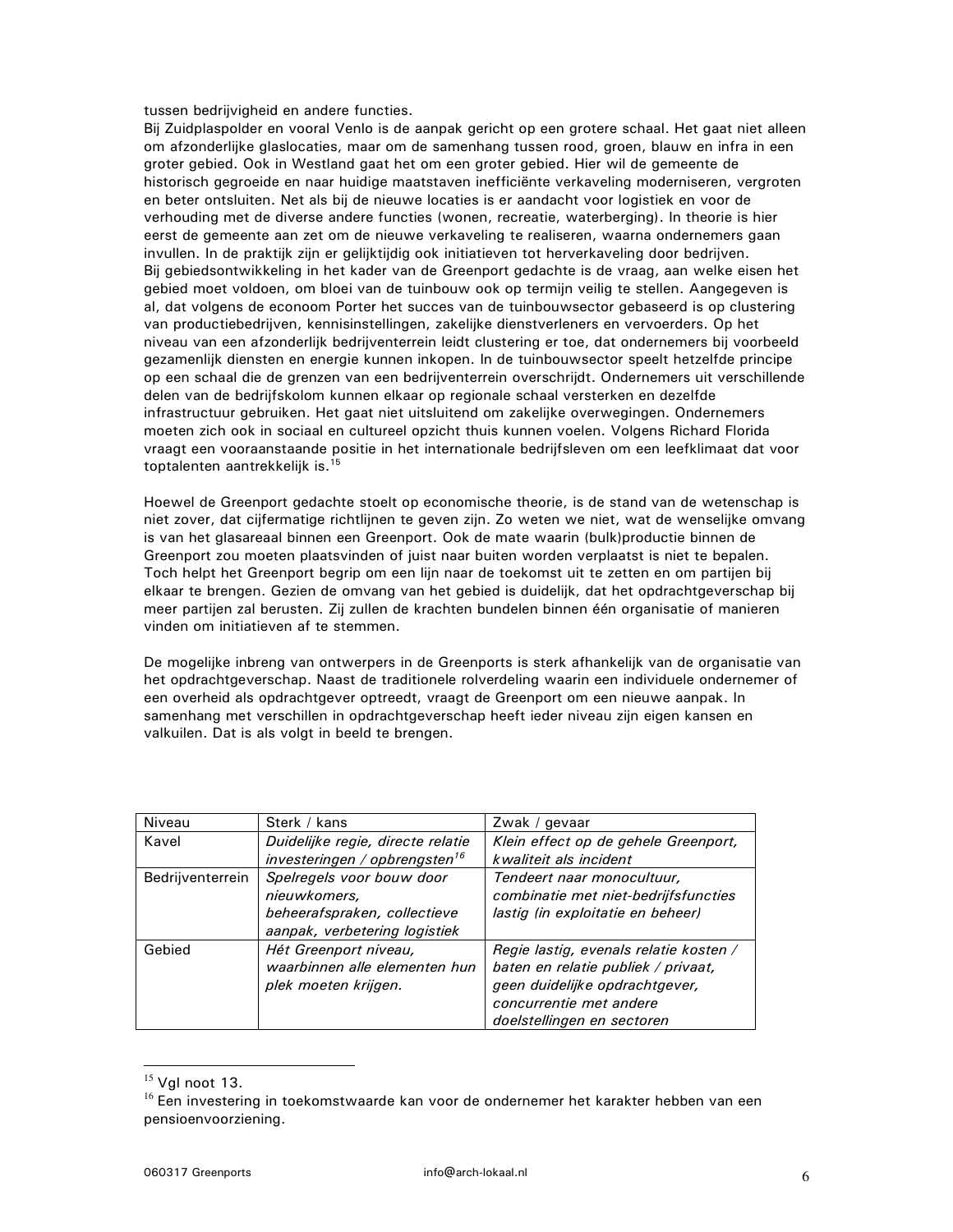tussen bedrijvigheid en andere functies.
Bij Zuidplaspolder en vooral Venlo is de aanpak gericht op een grotere schaal. Het gaat niet alleen om afzonderlijke glaslocaties, maar om de samenhang tussen rood, groen, blauw en infra in een groter gebied. Ook in Westland gaat het om een groter gebied. Hier wil de gemeente de historisch gegroeide en naar huidige maatstaven inefficiënte verkaveling moderniseren, vergroten en beter ontsluiten. Net als bij de nieuwe locaties is er aandacht voor logistiek en voor de verhouding met de diverse andere functies (wonen, recreatie, waterberging). In theorie is hier eerst de gemeente aan zet om de nieuwe verkaveling te realiseren, waarna ondernemers gaan invullen. In de praktijk zijn er gelijktijdig ook initiatieven tot herverkaveling door bedrijven.
Bij gebiedsontwikkeling in het kader van de Greenport gedachte is de vraag, aan welke eisen het gebied moet voldoen, om bloei van de tuinbouw ook op termijn veilig te stellen. Aangegeven is al, dat volgens de econoom Porter het succes van de tuinbouwsector gebaseerd is op clustering van productiebedrijven, kennisinstellingen, zakelijke dienstverleners en vervoerders. Op het niveau van een afzonderlijk bedrijventerrein leidt clustering er toe, dat ondernemers bij voorbeeld gezamenlijk diensten en energie kunnen inkopen. In de tuinbouwsector speelt hetzelfde principe op een schaal die de grenzen van een bedrijventerrein overschrijdt. Ondernemers uit verschillende delen van de bedrijfskolom kunnen elkaar op regionale schaal versterken en dezelfde infrastructuur gebruiken. Het gaat niet uitsluitend om zakelijke overwegingen. Ondernemers moeten zich ook in sociaal en cultureel opzicht thuis kunnen voelen. Volgens Richard Florida vraagt een vooraanstaande positie in het internationale bedrijfsleven om een leefklimaat dat voor toptalenten aantrekkelijk is.[15]

Hoewel de Greenport gedachte stoelt op economische theorie, is de stand van de wetenschap is niet zover, dat cijfermatige richtlijnen te geven zijn. Zo weten we niet, wat de wenselijke omvang is van het glasareaal binnen een Greenport. Ook de mate waarin (bulk)productie binnen de Greenport zou moeten plaatsvinden of juist naar buiten worden verplaatst is niet te bepalen. Toch helpt het Greenport begrip om een lijn naar de toekomst uit te zetten en om partijen bij elkaar te brengen. Gezien de omvang van het gebied is duidelijk, dat het opdrachtgeverschap bij meer partijen zal berusten. Zij zullen de krachten bundelen binnen één organisatie of manieren vinden om initiatieven af te stemmen.

De mogelijke inbreng van ontwerpers in de Greenports is sterk afhankelijk van de organisatie van het opdrachtgeverschap. Naast de traditionele rolverdeling waarin een individuele ondernemer of een overheid als opdrachtgever optreedt, vraagt de Greenport om een nieuwe aanpak. In samenhang met verschillen in opdrachtgeverschap heeft ieder niveau zijn eigen kansen en valkuilen. Dat is als volgt in beeld te brengen.

| Niveau | Sterk / kans | Zwak / gevaar |
|---|---|---|
| Kavel | *Duidelijke regie, directe relatie investeringen / opbrengsten*[16] | *Klein effect op de gehele Greenport, kwaliteit als incident* |
| Bedrijventerrein | *Spelregels voor bouw door nieuwkomers, beheerafspraken, collectieve aanpak, verbetering logistiek* | *Tendeert naar monocultuur, combinatie met niet-bedrijfsfuncties lastig (in exploitatie en beheer)* |
| Gebied | *Hét Greenport niveau, waarbinnen alle elementen hun plek moeten krijgen.* | *Regie lastig, evenals relatie kosten / baten en relatie publiek / privaat, geen duidelijke opdrachtgever, concurrentie met andere doelstellingen en sectoren* |

[15] Vgl noot 13.
[16] Een investering in toekomstwaarde kan voor de ondernemer het karakter hebben van een pensioenvoorziening.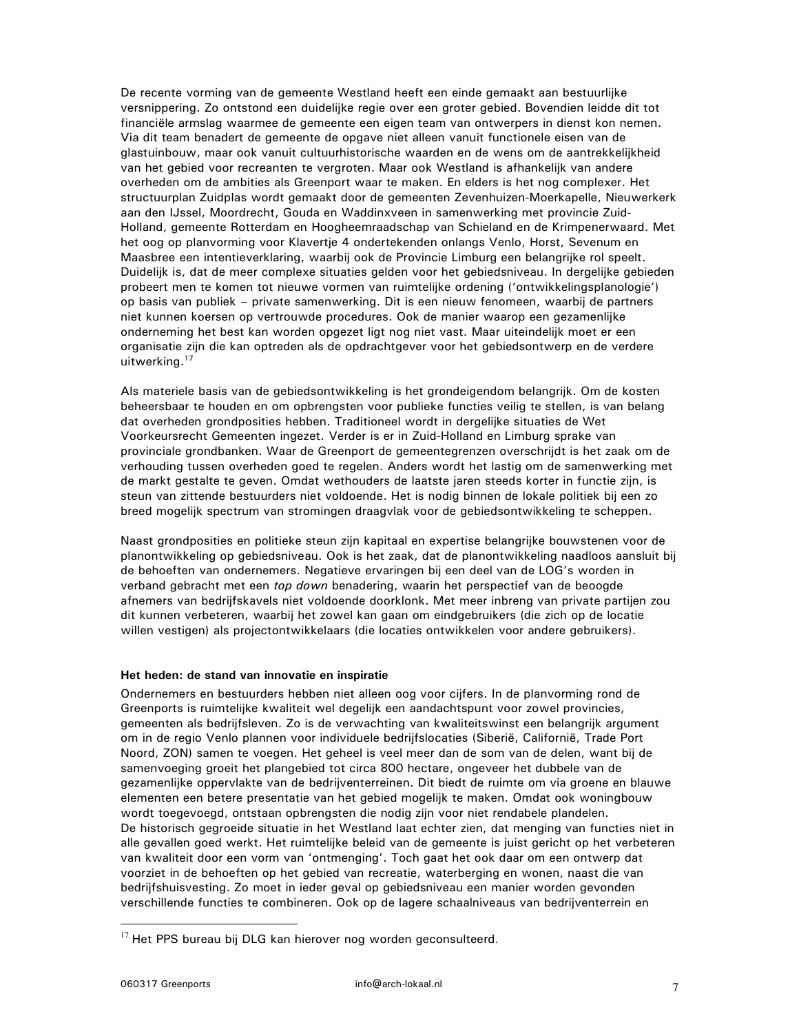De recente vorming van de gemeente Westland heeft een einde gemaakt aan bestuurlijke versnippering. Zo ontstond een duidelijke regie over een groter gebied. Bovendien leidde dit tot financiële armslag waarmee de gemeente een eigen team van ontwerpers in dienst kon nemen. Via dit team benadert de gemeente de opgave niet alleen vanuit functionele eisen van de glastuinbouw, maar ook vanuit cultuurhistorische waarden en de wens om de aantrekkelijkheid van het gebied voor recreanten te vergroten. Maar ook Westland is afhankelijk van andere overheden om de ambities als Greenport waar te maken. En elders is het nog complexer. Het structuurplan Zuidplas wordt gemaakt door de gemeenten Zevenhuizen-Moerkapelle, Nieuwerkerk aan den IJssel, Moordrecht, Gouda en Waddinxveen in samenwerking met provincie Zuid-Holland, gemeente Rotterdam en Hoogheemraadschap van Schieland en de Krimpenerwaard. Met het oog op planvorming voor Klavertje 4 ondertekenden onlangs Venlo, Horst, Sevenum en Maasbree een intentieverklaring, waarbij ook de Provincie Limburg een belangrijke rol speelt. Duidelijk is, dat de meer complexe situaties gelden voor het gebiedsniveau. In dergelijke gebieden probeert men te komen tot nieuwe vormen van ruimtelijke ordening ('ontwikkelingsplanologie') op basis van publiek – private samenwerking. Dit is een nieuw fenomeen, waarbij de partners niet kunnen koersen op vertrouwde procedures. Ook de manier waarop een gezamenlijke onderneming het best kan worden opgezet ligt nog niet vast. Maar uiteindelijk moet er een organisatie zijn die kan optreden als de opdrachtgever voor het gebiedsontwerp en de verdere uitwerking.[17]

Als materiele basis van de gebiedsontwikkeling is het grondeigendom belangrijk. Om de kosten beheersbaar te houden en om opbrengsten voor publieke functies veilig te stellen, is van belang dat overheden grondposities hebben. Traditioneel wordt in dergelijke situaties de Wet Voorkeursrecht Gemeenten ingezet. Verder is er in Zuid-Holland en Limburg sprake van provinciale grondbanken. Waar de Greenport de gemeentegrenzen overschrijdt is het zaak om de verhouding tussen overheden goed te regelen. Anders wordt het lastig om de samenwerking met de markt gestalte te geven. Omdat wethouders de laatste jaren steeds korter in functie zijn, is steun van zittende bestuurders niet voldoende. Het is nodig binnen de lokale politiek bij een zo breed mogelijk spectrum van stromingen draagvlak voor de gebiedsontwikkeling te scheppen.

Naast grondposities en politieke steun zijn kapitaal en expertise belangrijke bouwstenen voor de planontwikkeling op gebiedsniveau. Ook is het zaak, dat de planontwikkeling naadloos aansluit bij de behoeften van ondernemers. Negatieve ervaringen bij een deel van de LOG's worden in verband gebracht met een *top down* benadering, waarin het perspectief van de beoogde afnemers van bedrijfskavels niet voldoende doorklonk. Met meer inbreng van private partijen zou dit kunnen verbeteren, waarbij het zowel kan gaan om eindgebruikers (die zich op de locatie willen vestigen) als projectontwikkelaars (die locaties ontwikkelen voor andere gebruikers).

**Het heden: de stand van innovatie en inspiratie**

Ondernemers en bestuurders hebben niet alleen oog voor cijfers. In de planvorming rond de Greenports is ruimtelijke kwaliteit wel degelijk een aandachtspunt voor zowel provincies, gemeenten als bedrijfsleven. Zo is de verwachting van kwaliteitswinst een belangrijk argument om in de regio Venlo plannen voor individuele bedrijfslocaties (Siberië, Californië, Trade Port Noord, ZON) samen te voegen. Het geheel is veel meer dan de som van de delen, want bij de samenvoeging groeit het plangebied tot circa 800 hectare, ongeveer het dubbele van de gezamenlijke oppervlakte van de bedrijventerreinen. Dit biedt de ruimte om via groene en blauwe elementen een betere presentatie van het gebied mogelijk te maken. Omdat ook woningbouw wordt toegevoegd, ontstaan opbrengsten die nodig zijn voor niet rendabele plandelen.
De historisch gegroeide situatie in het Westland laat echter zien, dat menging van functies niet in alle gevallen goed werkt. Het ruimtelijke beleid van de gemeente is juist gericht op het verbeteren van kwaliteit door een vorm van 'ontmenging'. Toch gaat het ook daar om een ontwerp dat voorziet in de behoeften op het gebied van recreatie, waterberging en wonen, naast die van bedrijfshuisvesting. Zo moet in ieder geval op gebiedsniveau een manier worden gevonden verschillende functies te combineren. Ook op de lagere schaalniveaus van bedrijventerrein en

[17] Het PPS bureau bij DLG kan hierover nog worden geconsulteerd.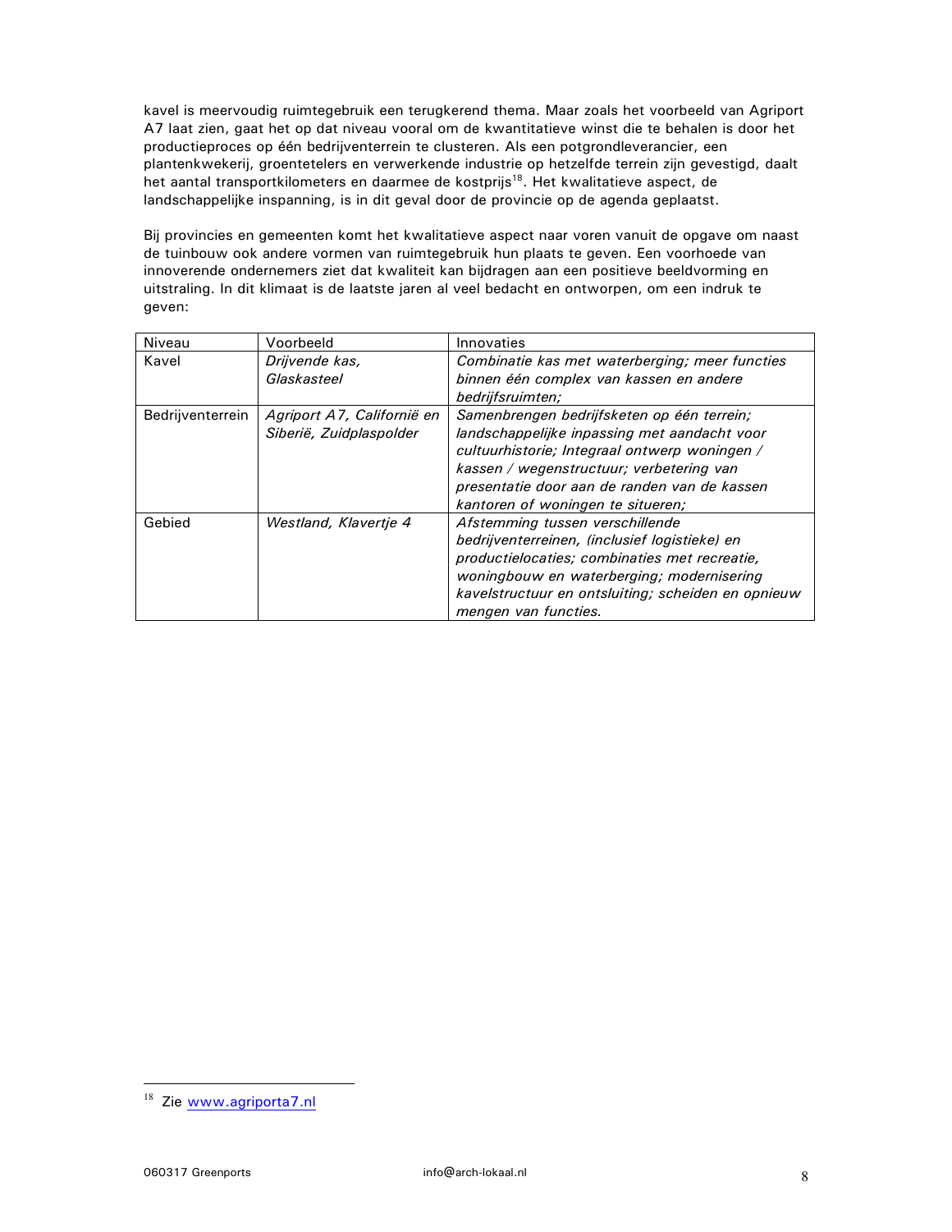kavel is meervoudig ruimtegebruik een terugkerend thema. Maar zoals het voorbeeld van Agriport A7 laat zien, gaat het op dat niveau vooral om de kwantitatieve winst die te behalen is door het productieproces op één bedrijventerrein te clusteren. Als een potgrondleverancier, een plantenkwekerij, groentetelers en verwerkende industrie op hetzelfde terrein zijn gevestigd, daalt het aantal transportkilometers en daarmee de kostprijs[18]. Het kwalitatieve aspect, de landschappelijke inspanning, is in dit geval door de provincie op de agenda geplaatst.

Bij provincies en gemeenten komt het kwalitatieve aspect naar voren vanuit de opgave om naast de tuinbouw ook andere vormen van ruimtegebruik hun plaats te geven. Een voorhoede van innoverende ondernemers ziet dat kwaliteit kan bijdragen aan een positieve beeldvorming en uitstraling. In dit klimaat is de laatste jaren al veel bedacht en ontworpen, om een indruk te geven:

| Niveau | Voorbeeld | Innovaties |
|---|---|---|
| Kavel | *Drijvende kas, Glaskasteel* | *Combinatie kas met waterberging; meer functies binnen één complex van kassen en andere bedrijfsruimten;* |
| Bedrijventerrein | *Agriport A7, Californië en Siberië, Zuidplaspolder* | *Samenbrengen bedrijfsketen op één terrein; landschappelijke inpassing met aandacht voor cultuurhistorie; Integraal ontwerp woningen / kassen / wegenstructuur; verbetering van presentatie door aan de randen van de kassen kantoren of woningen te situeren;* |
| Gebied | *Westland, Klavertje 4* | *Afstemming tussen verschillende bedrijventerreinen, (inclusief logistieke) en productielocaties; combinaties met recreatie, woningbouw en waterberging; modernisering kavelstructuur en ontsluiting; scheiden en opnieuw mengen van functies.* |

---

[18] Zie www.agriporta7.nl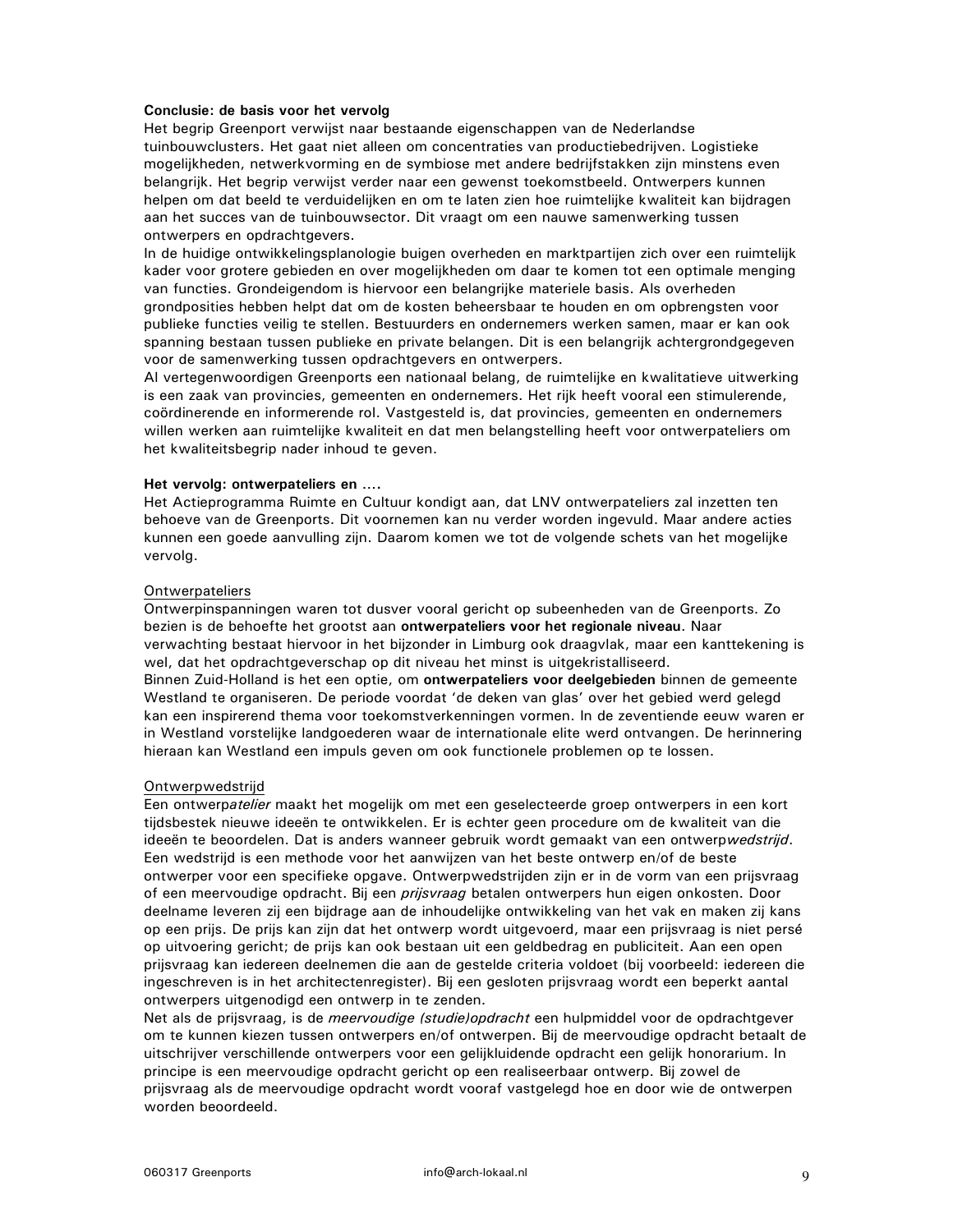**Conclusie: de basis voor het vervolg**

Het begrip Greenport verwijst naar bestaande eigenschappen van de Nederlandse tuinbouwclusters. Het gaat niet alleen om concentraties van productiebedrijven. Logistieke mogelijkheden, netwerkvorming en de symbiose met andere bedrijfstakken zijn minstens even belangrijk. Het begrip verwijst verder naar een gewenst toekomstbeeld. Ontwerpers kunnen helpen om dat beeld te verduidelijken en om te laten zien hoe ruimtelijke kwaliteit kan bijdragen aan het succes van de tuinbouwsector. Dit vraagt om een nauwe samenwerking tussen ontwerpers en opdrachtgevers.

In de huidige ontwikkelingsplanologie buigen overheden en marktpartijen zich over een ruimtelijk kader voor grotere gebieden en over mogelijkheden om daar te komen tot een optimale menging van functies. Grondeigendom is hiervoor een belangrijke materiele basis. Als overheden grondposities hebben helpt dat om de kosten beheersbaar te houden en om opbrengsten voor publieke functies veilig te stellen. Bestuurders en ondernemers werken samen, maar er kan ook spanning bestaan tussen publieke en private belangen. Dit is een belangrijk achtergrondgegeven voor de samenwerking tussen opdrachtgevers en ontwerpers.

Al vertegenwoordigen Greenports een nationaal belang, de ruimtelijke en kwalitatieve uitwerking is een zaak van provincies, gemeenten en ondernemers. Het rijk heeft vooral een stimulerende, coördinerende en informerende rol. Vastgesteld is, dat provincies, gemeenten en ondernemers willen werken aan ruimtelijke kwaliteit en dat men belangstelling heeft voor ontwerpateliers om het kwaliteitsbegrip nader inhoud te geven.

**Het vervolg: ontwerpateliers en ....**

Het Actieprogramma Ruimte en Cultuur kondigt aan, dat LNV ontwerpateliers zal inzetten ten behoeve van de Greenports. Dit voornemen kan nu verder worden ingevuld. Maar andere acties kunnen een goede aanvulling zijn. Daarom komen we tot de volgende schets van het mogelijke vervolg.

<u>Ontwerpateliers</u>

Ontwerpinspanningen waren tot dusver vooral gericht op subeenheden van de Greenports. Zo bezien is de behoefte het grootst aan **ontwerpateliers voor het regionale niveau**. Naar verwachting bestaat hiervoor in het bijzonder in Limburg ook draagvlak, maar een kanttekening is wel, dat het opdrachtgeverschap op dit niveau het minst is uitgekristalliseerd.

Binnen Zuid-Holland is het een optie, om **ontwerpateliers voor deelgebieden** binnen de gemeente Westland te organiseren. De periode voordat 'de deken van glas' over het gebied werd gelegd kan een inspirerend thema voor toekomstverkenningen vormen. In de zeventiende eeuw waren er in Westland vorstelijke landgoederen waar de internationale elite werd ontvangen. De herinnering hieraan kan Westland een impuls geven om ook functionele problemen op te lossen.

<u>Ontwerpwedstrijd</u>

Een ontwerp*atelier* maakt het mogelijk om met een geselecteerde groep ontwerpers in een kort tijdsbestek nieuwe ideeën te ontwikkelen. Er is echter geen procedure om de kwaliteit van die ideeën te beoordelen. Dat is anders wanneer gebruik wordt gemaakt van een ontwerp*wedstrijd*. Een wedstrijd is een methode voor het aanwijzen van het beste ontwerp en/of de beste ontwerper voor een specifieke opgave. Ontwerpwedstrijden zijn er in de vorm van een prijsvraag of een meervoudige opdracht. Bij een *prijsvraag* betalen ontwerpers hun eigen onkosten. Door deelname leveren zij een bijdrage aan de inhoudelijke ontwikkeling van het vak en maken zij kans op een prijs. De prijs kan zijn dat het ontwerp wordt uitgevoerd, maar een prijsvraag is niet persé op uitvoering gericht; de prijs kan ook bestaan uit een geldbedrag en publiciteit. Aan een open prijsvraag kan iedereen deelnemen die aan de gestelde criteria voldoet (bij voorbeeld: iedereen die ingeschreven is in het architectenregister). Bij een gesloten prijsvraag wordt een beperkt aantal ontwerpers uitgenodigd een ontwerp in te zenden.

Net als de prijsvraag, is de *meervoudige (studie)opdracht* een hulpmiddel voor de opdrachtgever om te kunnen kiezen tussen ontwerpers en/of ontwerpen. Bij de meervoudige opdracht betaalt de uitschrijver verschillende ontwerpers voor een gelijkluidende opdracht een gelijk honorarium. In principe is een meervoudige opdracht gericht op een realiseerbaar ontwerp. Bij zowel de prijsvraag als de meervoudige opdracht wordt vooraf vastgelegd hoe en door wie de ontwerpen worden beoordeeld.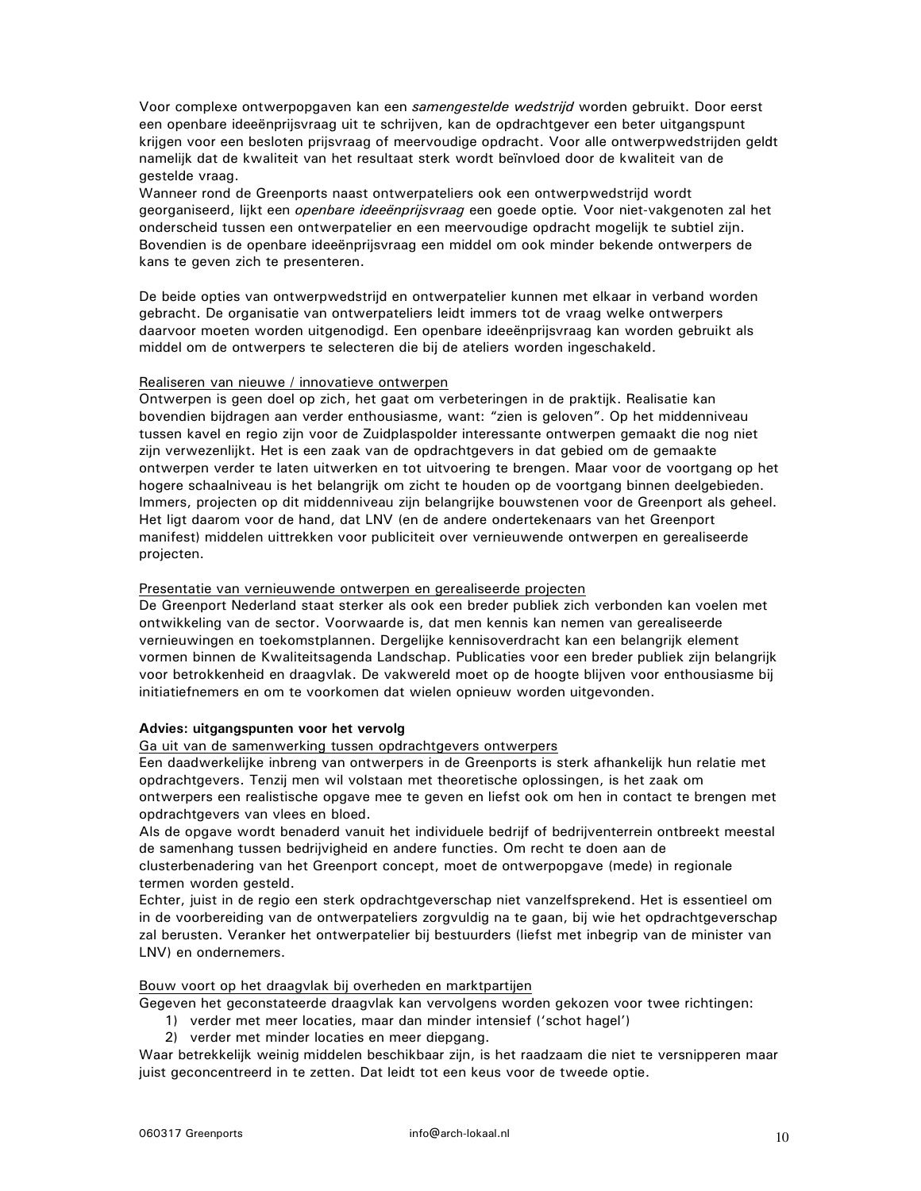Voor complexe ontwerpopgaven kan een *samengestelde wedstrijd* worden gebruikt. Door eerst een openbare ideeënprijsvraag uit te schrijven, kan de opdrachtgever een beter uitgangspunt krijgen voor een besloten prijsvraag of meervoudige opdracht. Voor alle ontwerpwedstrijden geldt namelijk dat de kwaliteit van het resultaat sterk wordt beïnvloed door de kwaliteit van de gestelde vraag.
Wanneer rond de Greenports naast ontwerpateliers ook een ontwerpwedstrijd wordt georganiseerd, lijkt een *openbare ideeënprijsvraag* een goede optie. Voor niet-vakgenoten zal het onderscheid tussen een ontwerpatelier en een meervoudige opdracht mogelijk te subtiel zijn. Bovendien is de openbare ideeënprijsvraag een middel om ook minder bekende ontwerpers de kans te geven zich te presenteren.

De beide opties van ontwerpwedstrijd en ontwerpatelier kunnen met elkaar in verband worden gebracht. De organisatie van ontwerpateliers leidt immers tot de vraag welke ontwerpers daarvoor moeten worden uitgenodigd. Een openbare ideeënprijsvraag kan worden gebruikt als middel om de ontwerpers te selecteren die bij de ateliers worden ingeschakeld.

<u>Realiseren van nieuwe / innovatieve ontwerpen</u>
Ontwerpen is geen doel op zich, het gaat om verbeteringen in de praktijk. Realisatie kan bovendien bijdragen aan verder enthousiasme, want: "zien is geloven". Op het middenniveau tussen kavel en regio zijn voor de Zuidplaspolder interessante ontwerpen gemaakt die nog niet zijn verwezenlijkt. Het is een zaak van de opdrachtgevers in dat gebied om de gemaakte ontwerpen verder te laten uitwerken en tot uitvoering te brengen. Maar voor de voortgang op het hogere schaalniveau is het belangrijk om zicht te houden op de voortgang binnen deelgebieden. Immers, projecten op dit middenniveau zijn belangrijke bouwstenen voor de Greenport als geheel. Het ligt daarom voor de hand, dat LNV (en de andere ondertekenaars van het Greenport manifest) middelen uittrekken voor publiciteit over vernieuwende ontwerpen en gerealiseerde projecten.

<u>Presentatie van vernieuwende ontwerpen en gerealiseerde projecten</u>
De Greenport Nederland staat sterker als ook een breder publiek zich verbonden kan voelen met ontwikkeling van de sector. Voorwaarde is, dat men kennis kan nemen van gerealiseerde vernieuwingen en toekomstplannen. Dergelijke kennisoverdracht kan een belangrijk element vormen binnen de Kwaliteitsagenda Landschap. Publicaties voor een breder publiek zijn belangrijk voor betrokkenheid en draagvlak. De vakwereld moet op de hoogte blijven voor enthousiasme bij initiatiefnemers en om te voorkomen dat wielen opnieuw worden uitgevonden.

**Advies: uitgangspunten voor het vervolg**

<u>Ga uit van de samenwerking tussen opdrachtgevers ontwerpers</u>
Een daadwerkelijke inbreng van ontwerpers in de Greenports is sterk afhankelijk hun relatie met opdrachtgevers. Tenzij men wil volstaan met theoretische oplossingen, is het zaak om ontwerpers een realistische opgave mee te geven en liefst ook om hen in contact te brengen met opdrachtgevers van vlees en bloed.
Als de opgave wordt benaderd vanuit het individuele bedrijf of bedrijventerrein ontbreekt meestal de samenhang tussen bedrijvigheid en andere functies. Om recht te doen aan de clusterbenadering van het Greenport concept, moet de ontwerpopgave (mede) in regionale termen worden gesteld.
Echter, juist in de regio een sterk opdrachtgeverschap niet vanzelfsprekend. Het is essentieel om in de voorbereiding van de ontwerpateliers zorgvuldig na te gaan, bij wie het opdrachtgeverschap zal berusten. Veranker het ontwerpatelier bij bestuurders (liefst met inbegrip van de minister van LNV) en ondernemers.

<u>Bouw voort op het draagvlak bij overheden en marktpartijen</u>
Gegeven het geconstateerde draagvlak kan vervolgens worden gekozen voor twee richtingen:

1) verder met meer locaties, maar dan minder intensief ('schot hagel')
2) verder met minder locaties en meer diepgang.

Waar betrekkelijk weinig middelen beschikbaar zijn, is het raadzaam die niet te versnipperen maar juist geconcentreerd in te zetten. Dat leidt tot een keus voor de tweede optie.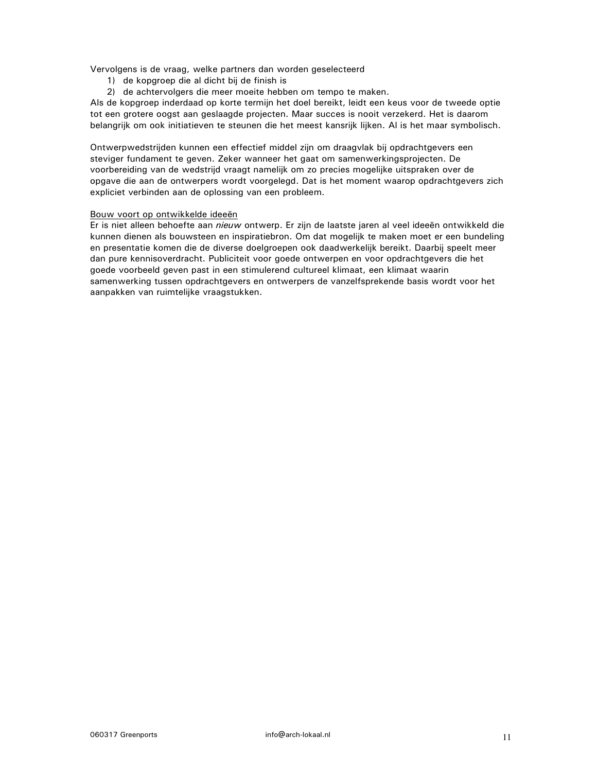Vervolgens is de vraag, welke partners dan worden geselecteerd

1) de kopgroep die al dicht bij de finish is
2) de achtervolgers die meer moeite hebben om tempo te maken.

Als de kopgroep inderdaad op korte termijn het doel bereikt, leidt een keus voor de tweede optie tot een grotere oogst aan geslaagde projecten. Maar succes is nooit verzekerd. Het is daarom belangrijk om ook initiatieven te steunen die het meest kansrijk lijken. Al is het maar symbolisch.

Ontwerpwedstrijden kunnen een effectief middel zijn om draagvlak bij opdrachtgevers een steviger fundament te geven. Zeker wanneer het gaat om samenwerkingsprojecten. De voorbereiding van de wedstrijd vraagt namelijk om zo precies mogelijke uitspraken over de opgave die aan de ontwerpers wordt voorgelegd. Dat is het moment waarop opdrachtgevers zich expliciet verbinden aan de oplossing van een probleem.

<u>Bouw voort op ontwikkelde ideeën</u>

Er is niet alleen behoefte aan *nieuw* ontwerp. Er zijn de laatste jaren al veel ideeën ontwikkeld die kunnen dienen als bouwsteen en inspiratiebron. Om dat mogelijk te maken moet er een bundeling en presentatie komen die de diverse doelgroepen ook daadwerkelijk bereikt. Daarbij speelt meer dan pure kennisoverdracht. Publiciteit voor goede ontwerpen en voor opdrachtgevers die het goede voorbeeld geven past in een stimulerend cultureel klimaat, een klimaat waarin samenwerking tussen opdrachtgevers en ontwerpers de vanzelfsprekende basis wordt voor het aanpakken van ruimtelijke vraagstukken.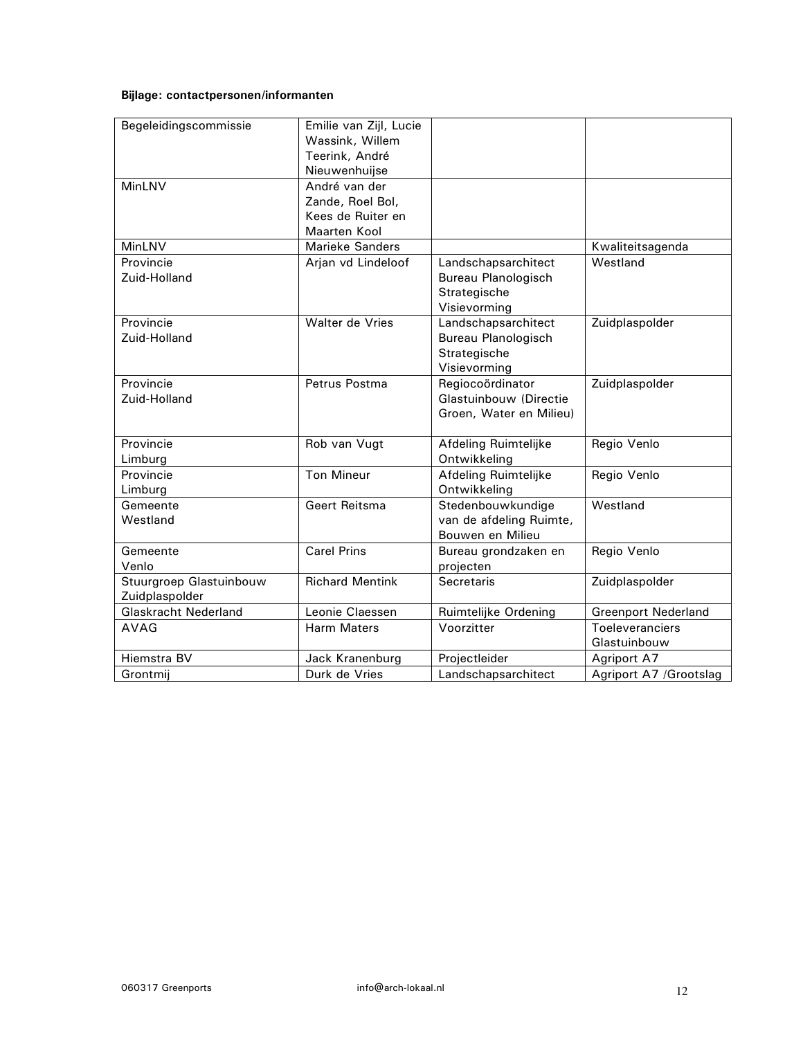**Bijlage: contactpersonen/informanten**

| | | | |
|---|---|---|---|
| Begeleidingscommissie | Emilie van Zijl, Lucie Wassink, Willem Teerink, André Nieuwenhuijse | | |
| MinLNV | André van der Zande, Roel Bol, Kees de Ruiter en Maarten Kool | | |
| MinLNV | Marieke Sanders | | Kwaliteitsagenda |
| Provincie Zuid-Holland | Arjan vd Lindeloof | Landschapsarchitect Bureau Planologisch Strategische Visievorming | Westland |
| Provincie Zuid-Holland | Walter de Vries | Landschapsarchitect Bureau Planologisch Strategische Visievorming | Zuidplaspolder |
| Provincie Zuid-Holland | Petrus Postma | Regiocoördinator Glastuinbouw (Directie Groen, Water en Milieu) | Zuidplaspolder |
| Provincie Limburg | Rob van Vugt | Afdeling Ruimtelijke Ontwikkeling | Regio Venlo |
| Provincie Limburg | Ton Mineur | Afdeling Ruimtelijke Ontwikkeling | Regio Venlo |
| Gemeente Westland | Geert Reitsma | Stedenbouwkundige van de afdeling Ruimte, Bouwen en Milieu | Westland |
| Gemeente Venlo | Carel Prins | Bureau grondzaken en projecten | Regio Venlo |
| Stuurgroep Glastuinbouw Zuidplaspolder | Richard Mentink | Secretaris | Zuidplaspolder |
| Glaskracht Nederland | Leonie Claessen | Ruimtelijke Ordening | Greenport Nederland |
| AVAG | Harm Maters | Voorzitter | Toeleveranciers Glastuinbouw |
| Hiemstra BV | Jack Kranenburg | Projectleider | Agriport A7 |
| Grontmij | Durk de Vries | Landschapsarchitect | Agriport A7 /Grootslag |